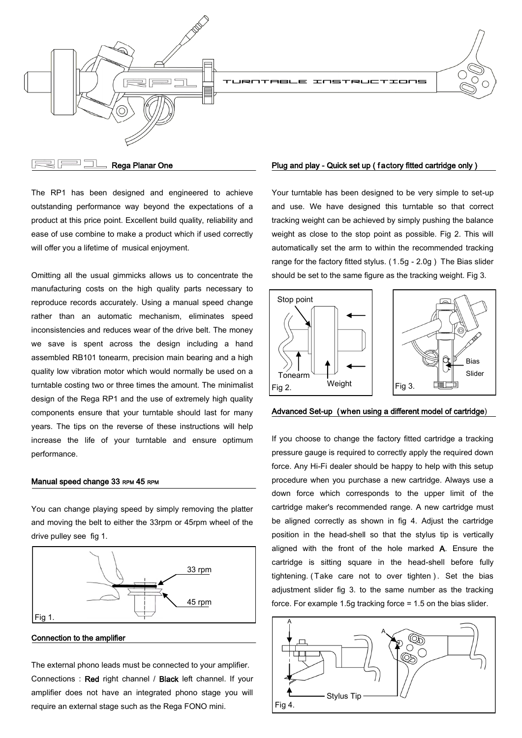# RP1 TURNTABLE INSTRUCTIONS

## Rega Planar One

The RP1 has been designed and engineered to achieve outstanding performance way beyond the expectations of a product at this price point. Excellent build quality, reliability and ease of use combine to make a product which if used correctly will offer you a lifetime of musical enjoyment.

Omitting all the usual gimmicks allows us to concentrate the manufacturing costs on the high quality parts necessary to reproduce records accurately. Using a manual speed change rather than an automatic mechanism, eliminates speed inconsistencies and reduces wear of the drive belt. The money we save is spent across the design including a hand assembled RB101 tonearm, precision main bearing and a high quality low vibration motor which would normally be used on a turntable costing two or three times the amount. The minimalist design of the Rega RP1 and the use of extremely high quality components ensure that your turntable should last for many years. The tips on the reverse of these instructions will help increase the life of your turntable and ensure optimum performance.

## Manual speed change 33 RPM 45 RPM

You can change playing speed by simply removing the platter and moving the belt to either the 33rpm or 45rpm wheel of the drive pulley see fig 1.

33 rpm

45 rpm

Fig 1.

## Connection to the amplifier

The external phono leads must be connected to your amplifier. Connections : **Red** right channel / **Black** left channel. If your amplifier does not have an integrated phono stage you will require an external stage such as the Rega FONO mini.

## Plug and play - Quick set up ( factory fitted cartridge only )

Your turntable has been designed to be very simple to set-up and use. We have designed this turntable so that correct tracking weight can be achieved by simply pushing the balance weight as close to the stop point as possible. Fig 2. This will automatically set the arm to within the recommended tracking range for the factory fitted stylus. ( 1.5g - 2.0g ) The Bias slider should be set to the same figure as the tracking weight. Fig 3.

Stop point

Tonearm

Weight

Fig 2.

Bias Slider

Fig 3.

## Advanced Set-up (when using a different model of cartridge)

If you choose to change the factory fitted cartridge a tracking pressure gauge is required to correctly apply the required down force. Any Hi-Fi dealer should be happy to help with this setup procedure when you purchase a new cartridge. Always use a down force which corresponds to the upper limit of the cartridge maker's recommended range. A new cartridge must be aligned correctly as shown in fig 4. Adjust the cartridge position in the head-shell so that the stylus tip is vertically aligned with the front of the hole marked **A**. Ensure the cartridge is sitting square in the head-shell before fully tightening. ( Take care not to over tighten ). Set the bias adjustment slider fig 3. to the same number as the tracking force. For example 1.5g tracking force = 1.5 on the bias slider.

A

A

Stylus Tip

Fig 4.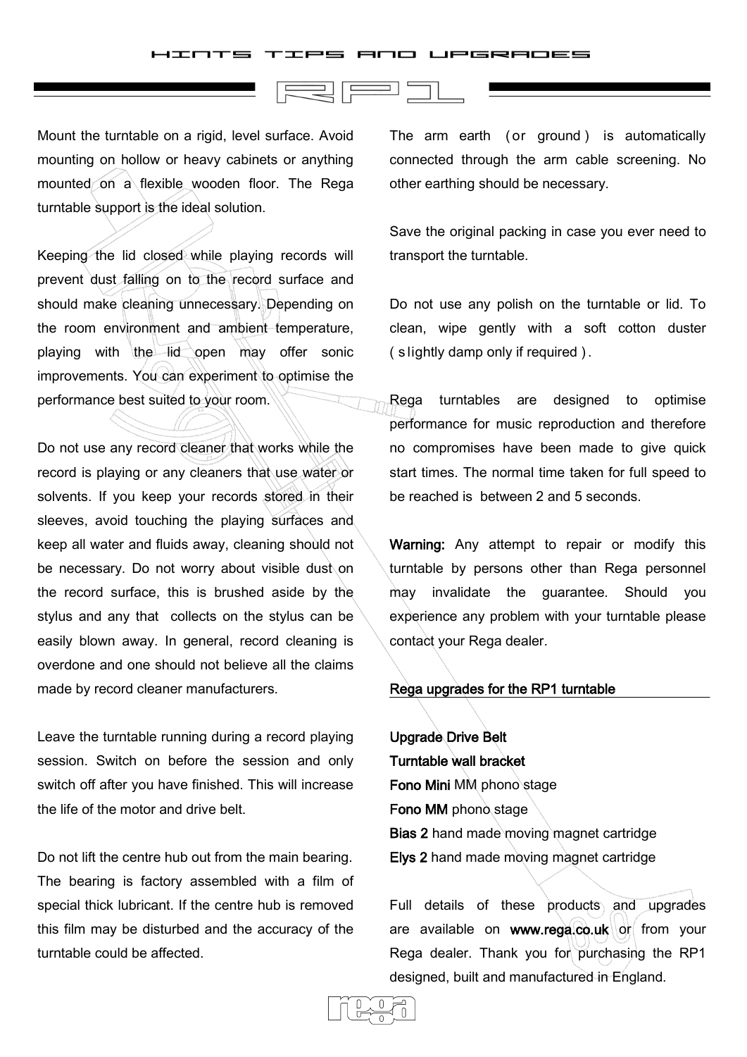# HINTS TIPS AND UPGRADES

## RP1

Mount the turntable on a rigid, level surface. Avoid mounting on hollow or heavy cabinets or anything mounted on a flexible wooden floor. The Rega turntable support is the ideal solution.

Keeping the lid closed while playing records will prevent dust falling on to the record surface and should make cleaning unnecessary. Depending on the room environment and ambient temperature, playing with the lid open may offer sonic improvements. You can experiment to optimise the performance best suited to your room.

Do not use any record cleaner that works while the record is playing or any cleaners that use water or solvents. If you keep your records stored in their sleeves, avoid touching the playing surfaces and keep all water and fluids away, cleaning should not be necessary. Do not worry about visible dust on the record surface, this is brushed aside by the stylus and any that collects on the stylus can be easily blown away. In general, record cleaning is overdone and one should not believe all the claims made by record cleaner manufacturers.

Leave the turntable running during a record playing session. Switch on before the session and only switch off after you have finished. This will increase the life of the motor and drive belt.

Do not lift the centre hub out from the main bearing. The bearing is factory assembled with a film of special thick lubricant. If the centre hub is removed this film may be disturbed and the accuracy of the turntable could be affected.

The arm earth (or ground) is automatically connected through the arm cable screening. No other earthing should be necessary.

Save the original packing in case you ever need to transport the turntable.

Do not use any polish on the turntable or lid. To clean, wipe gently with a soft cotton duster (slightly damp only if required).

Rega turntables are designed to optimise performance for music reproduction and therefore no compromises have been made to give quick start times. The normal time taken for full speed to be reached is between 2 and 5 seconds.

**Warning:** Any attempt to repair or modify this turntable by persons other than Rega personnel may invalidate the guarantee. Should you experience any problem with your turntable please contact your Rega dealer.

### Rega upgrades for the RP1 turntable

**Upgrade Drive Belt**
**Turntable wall bracket**
**Fono Mini** MM phono stage
**Fono MM** phono stage
**Bias 2** hand made moving magnet cartridge
**Elys 2** hand made moving magnet cartridge

Full details of these products and upgrades are available on **www.rega.co.uk** or from your Rega dealer. Thank you for purchasing the RP1 designed, built and manufactured in England.

rega